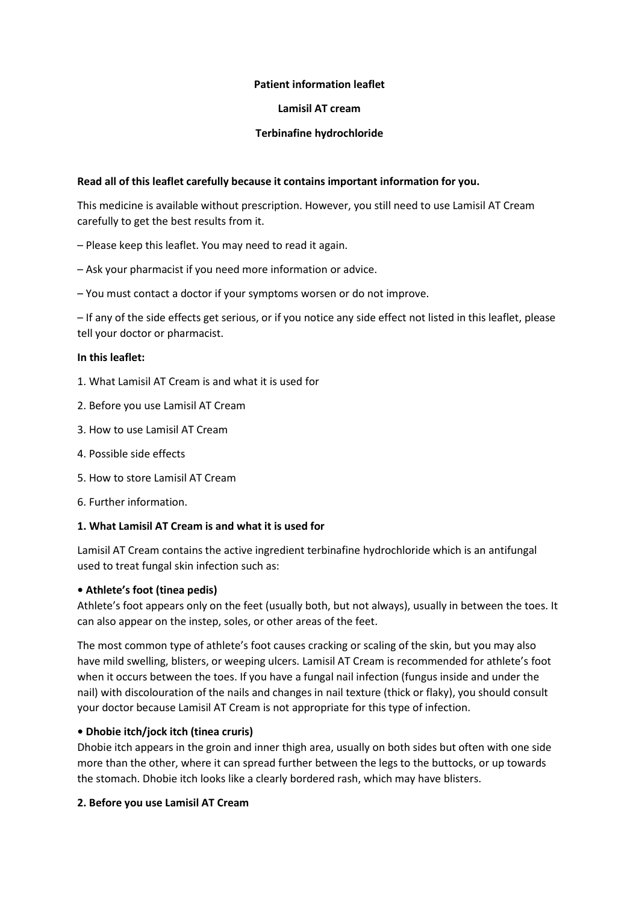**Patient information leaflet**

**Lamisil AT cream**

**Terbinafine hydrochloride**

**Read all of this leaflet carefully because it contains important information for you.**

This medicine is available without prescription. However, you still need to use Lamisil AT Cream carefully to get the best results from it.

– Please keep this leaflet. You may need to read it again.

– Ask your pharmacist if you need more information or advice.

– You must contact a doctor if your symptoms worsen or do not improve.

– If any of the side effects get serious, or if you notice any side effect not listed in this leaflet, please tell your doctor or pharmacist.

**In this leaflet:**

1. What Lamisil AT Cream is and what it is used for
2. Before you use Lamisil AT Cream
3. How to use Lamisil AT Cream
4. Possible side effects
5. How to store Lamisil AT Cream
6. Further information.

**1. What Lamisil AT Cream is and what it is used for**

Lamisil AT Cream contains the active ingredient terbinafine hydrochloride which is an antifungal used to treat fungal skin infection such as:

**• Athlete's foot (tinea pedis)**
Athlete's foot appears only on the feet (usually both, but not always), usually in between the toes. It can also appear on the instep, soles, or other areas of the feet.

The most common type of athlete's foot causes cracking or scaling of the skin, but you may also have mild swelling, blisters, or weeping ulcers. Lamisil AT Cream is recommended for athlete's foot when it occurs between the toes. If you have a fungal nail infection (fungus inside and under the nail) with discolouration of the nails and changes in nail texture (thick or flaky), you should consult your doctor because Lamisil AT Cream is not appropriate for this type of infection.

**• Dhobie itch/jock itch (tinea cruris)**
Dhobie itch appears in the groin and inner thigh area, usually on both sides but often with one side more than the other, where it can spread further between the legs to the buttocks, or up towards the stomach. Dhobie itch looks like a clearly bordered rash, which may have blisters.

**2. Before you use Lamisil AT Cream**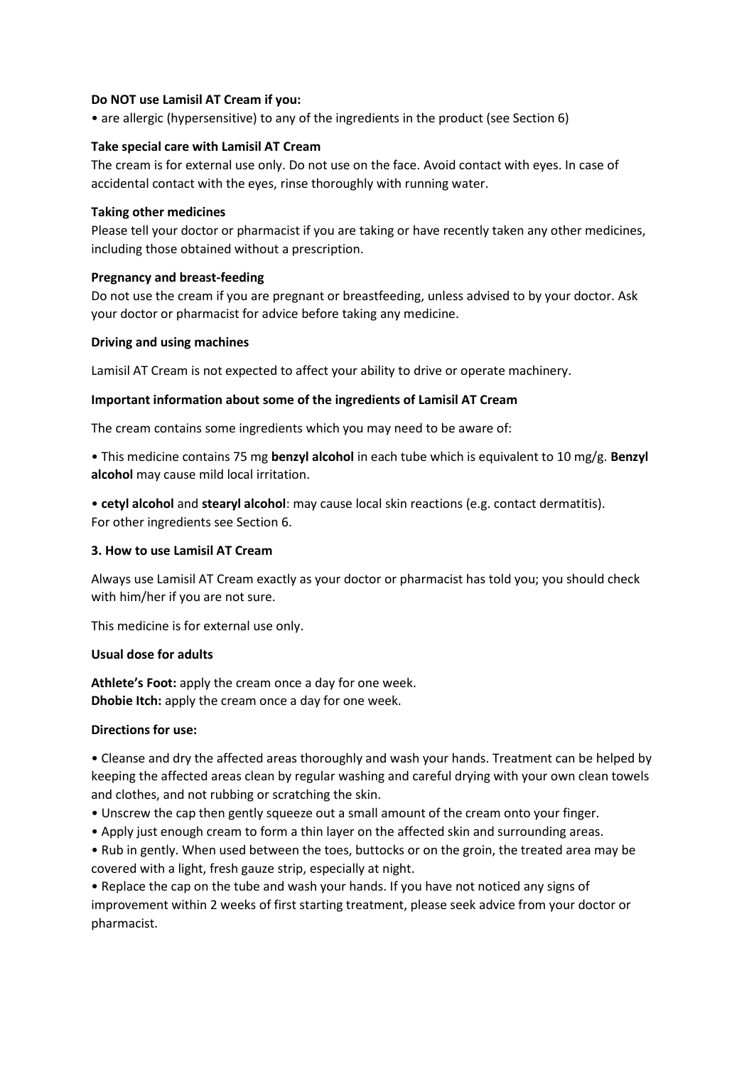**Do NOT use Lamisil AT Cream if you:**

• are allergic (hypersensitive) to any of the ingredients in the product (see Section 6)

**Take special care with Lamisil AT Cream**

The cream is for external use only. Do not use on the face. Avoid contact with eyes. In case of accidental contact with the eyes, rinse thoroughly with running water.

**Taking other medicines**

Please tell your doctor or pharmacist if you are taking or have recently taken any other medicines, including those obtained without a prescription.

**Pregnancy and breast-feeding**

Do not use the cream if you are pregnant or breastfeeding, unless advised to by your doctor. Ask your doctor or pharmacist for advice before taking any medicine.

**Driving and using machines**

Lamisil AT Cream is not expected to affect your ability to drive or operate machinery.

**Important information about some of the ingredients of Lamisil AT Cream**

The cream contains some ingredients which you may need to be aware of:

• This medicine contains 75 mg **benzyl alcohol** in each tube which is equivalent to 10 mg/g. **Benzyl alcohol** may cause mild local irritation.

• **cetyl alcohol** and **stearyl alcohol**: may cause local skin reactions (e.g. contact dermatitis).
For other ingredients see Section 6.

**3. How to use Lamisil AT Cream**

Always use Lamisil AT Cream exactly as your doctor or pharmacist has told you; you should check with him/her if you are not sure.

This medicine is for external use only.

**Usual dose for adults**

**Athlete's Foot:** apply the cream once a day for one week.
**Dhobie Itch:** apply the cream once a day for one week.

**Directions for use:**

• Cleanse and dry the affected areas thoroughly and wash your hands. Treatment can be helped by keeping the affected areas clean by regular washing and careful drying with your own clean towels and clothes, and not rubbing or scratching the skin.
• Unscrew the cap then gently squeeze out a small amount of the cream onto your finger.
• Apply just enough cream to form a thin layer on the affected skin and surrounding areas.
• Rub in gently. When used between the toes, buttocks or on the groin, the treated area may be covered with a light, fresh gauze strip, especially at night.
• Replace the cap on the tube and wash your hands. If you have not noticed any signs of improvement within 2 weeks of first starting treatment, please seek advice from your doctor or pharmacist.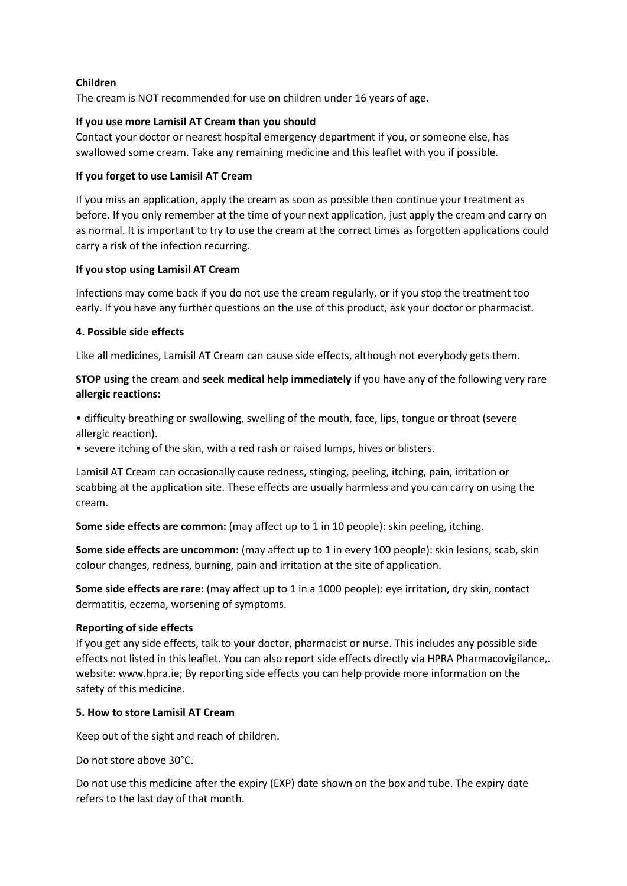**Children**

The cream is NOT recommended for use on children under 16 years of age.

**If you use more Lamisil AT Cream than you should**

Contact your doctor or nearest hospital emergency department if you, or someone else, has swallowed some cream. Take any remaining medicine and this leaflet with you if possible.

**If you forget to use Lamisil AT Cream**

If you miss an application, apply the cream as soon as possible then continue your treatment as before. If you only remember at the time of your next application, just apply the cream and carry on as normal. It is important to try to use the cream at the correct times as forgotten applications could carry a risk of the infection recurring.

**If you stop using Lamisil AT Cream**

Infections may come back if you do not use the cream regularly, or if you stop the treatment too early. If you have any further questions on the use of this product, ask your doctor or pharmacist.

**4. Possible side effects**

Like all medicines, Lamisil AT Cream can cause side effects, although not everybody gets them.

**STOP using** the cream and **seek medical help immediately** if you have any of the following very rare **allergic reactions:**

- difficulty breathing or swallowing, swelling of the mouth, face, lips, tongue or throat (severe allergic reaction).
- severe itching of the skin, with a red rash or raised lumps, hives or blisters.

Lamisil AT Cream can occasionally cause redness, stinging, peeling, itching, pain, irritation or scabbing at the application site. These effects are usually harmless and you can carry on using the cream.

**Some side effects are common:** (may affect up to 1 in 10 people): skin peeling, itching.

**Some side effects are uncommon:** (may affect up to 1 in every 100 people): skin lesions, scab, skin colour changes, redness, burning, pain and irritation at the site of application.

**Some side effects are rare:** (may affect up to 1 in a 1000 people): eye irritation, dry skin, contact dermatitis, eczema, worsening of symptoms.

**Reporting of side effects**

If you get any side effects, talk to your doctor, pharmacist or nurse. This includes any possible side effects not listed in this leaflet. You can also report side effects directly via HPRA Pharmacovigilance,. website: www.hpra.ie; By reporting side effects you can help provide more information on the safety of this medicine.

**5. How to store Lamisil AT Cream**

Keep out of the sight and reach of children.

Do not store above 30°C.

Do not use this medicine after the expiry (EXP) date shown on the box and tube. The expiry date refers to the last day of that month.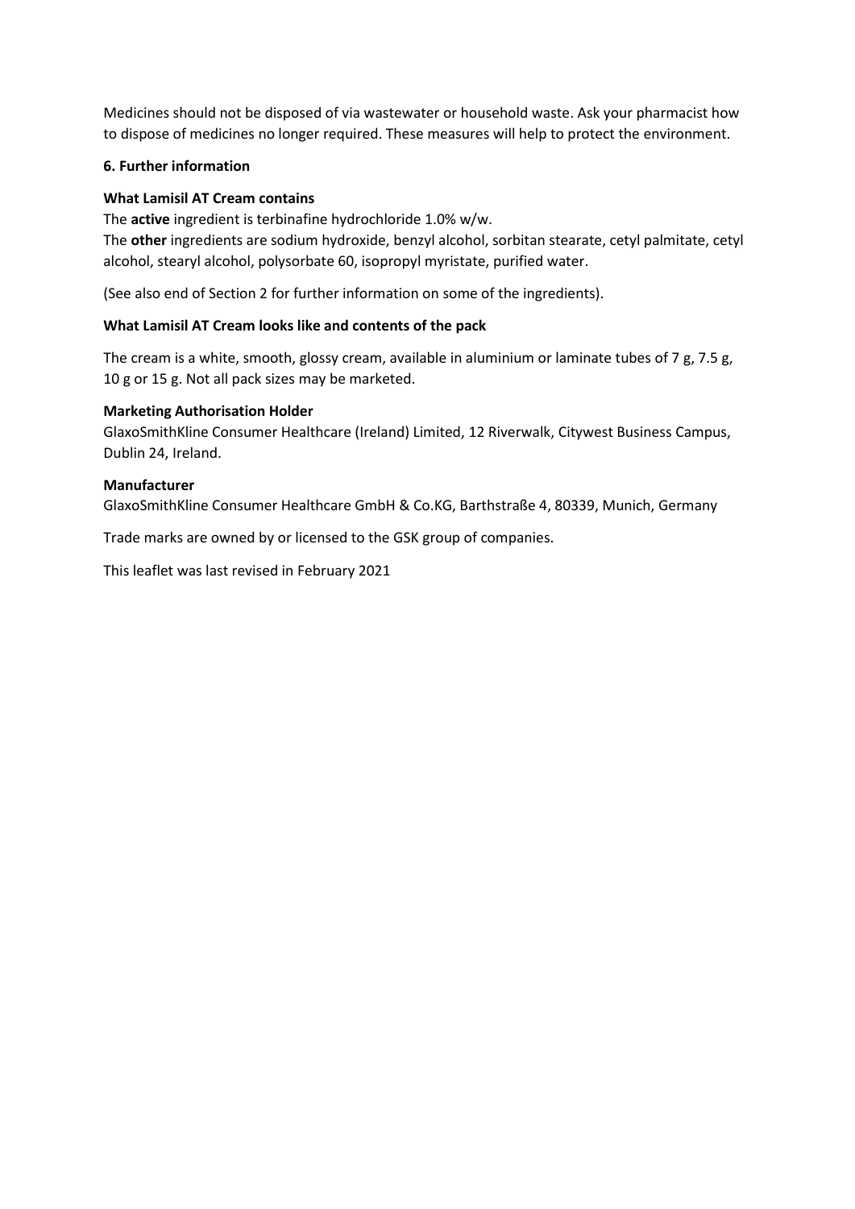Medicines should not be disposed of via wastewater or household waste. Ask your pharmacist how to dispose of medicines no longer required. These measures will help to protect the environment.

### 6. Further information

**What Lamisil AT Cream contains**

The **active** ingredient is terbinafine hydrochloride 1.0% w/w.
The **other** ingredients are sodium hydroxide, benzyl alcohol, sorbitan stearate, cetyl palmitate, cetyl alcohol, stearyl alcohol, polysorbate 60, isopropyl myristate, purified water.

(See also end of Section 2 for further information on some of the ingredients).

**What Lamisil AT Cream looks like and contents of the pack**

The cream is a white, smooth, glossy cream, available in aluminium or laminate tubes of 7 g, 7.5 g, 10 g or 15 g. Not all pack sizes may be marketed.

**Marketing Authorisation Holder**

GlaxoSmithKline Consumer Healthcare (Ireland) Limited, 12 Riverwalk, Citywest Business Campus, Dublin 24, Ireland.

**Manufacturer**

GlaxoSmithKline Consumer Healthcare GmbH & Co.KG, Barthstraße 4, 80339, Munich, Germany

Trade marks are owned by or licensed to the GSK group of companies.

This leaflet was last revised in February 2021